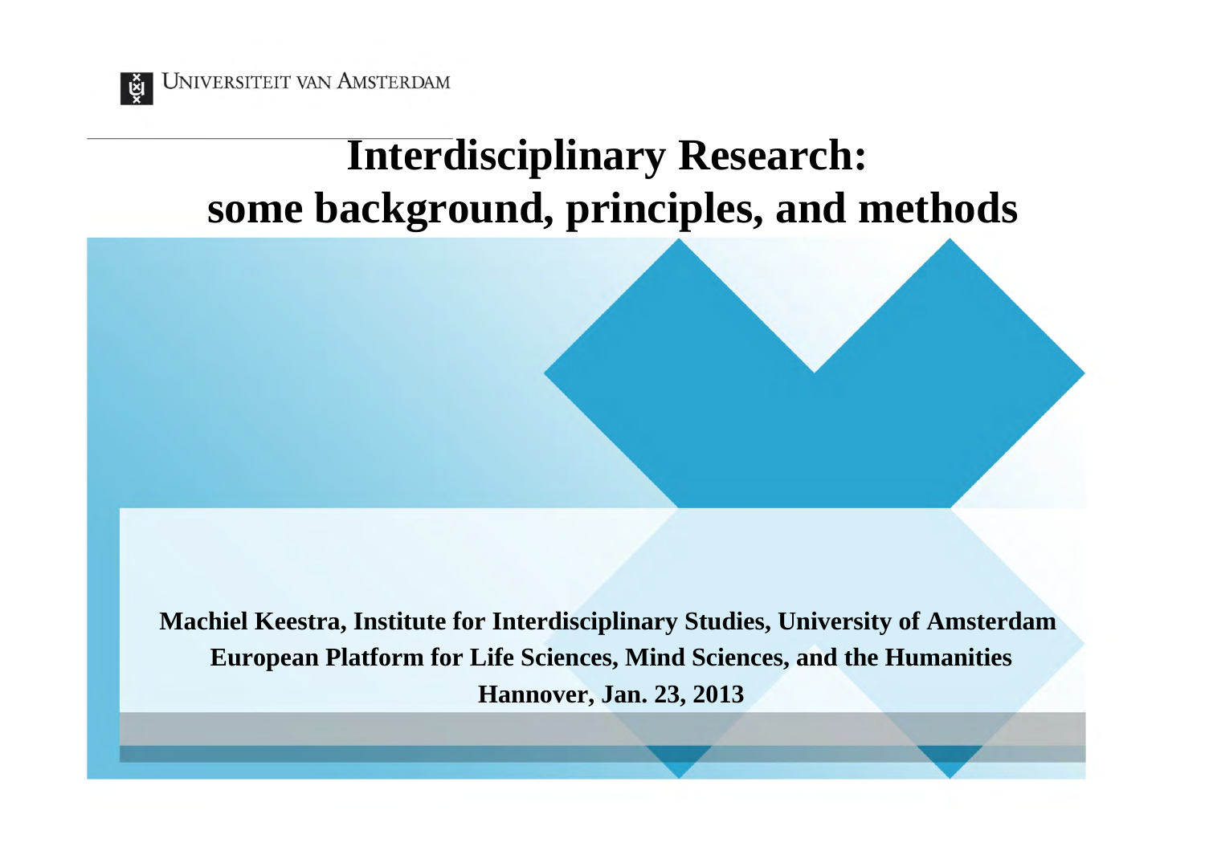UNIVERSITEIT VAN AMSTERDAM

# Interdisciplinary Research: some background, principles, and methods

**Machiel Keestra, Institute for Interdisciplinary Studies, University of Amsterdam**

**European Platform for Life Sciences, Mind Sciences, and the Humanities**

**Hannover, Jan. 23, 2013**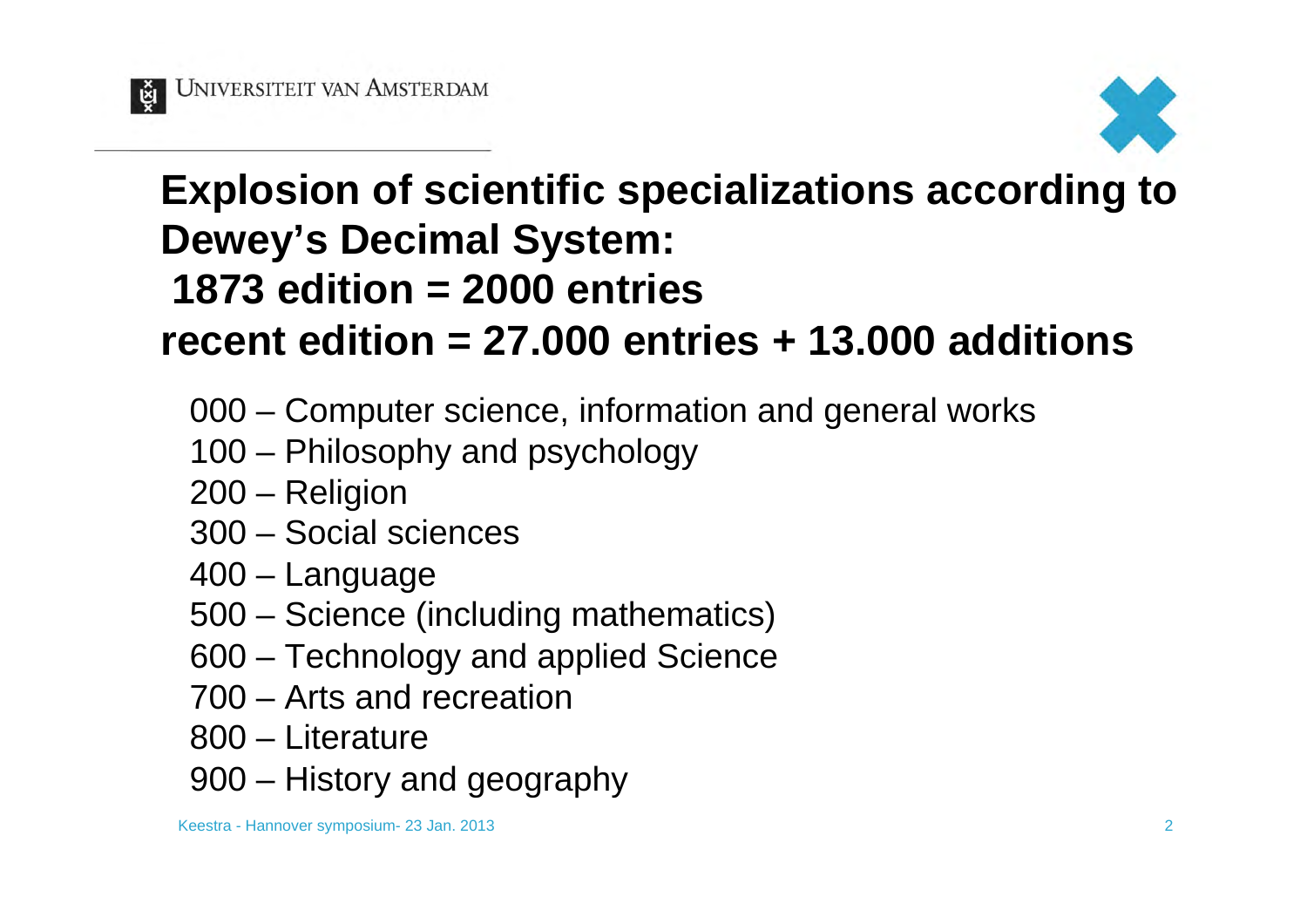# Explosion of scientific specializations according to Dewey's Decimal System:
# 1873 edition = 2000 entries
# recent edition = 27.000 entries + 13.000 additions

- 000 – Computer science, information and general works
- 100 – Philosophy and psychology
- 200 – Religion
- 300 – Social sciences
- 400 – Language
- 500 – Science (including mathematics)
- 600 – Technology and applied Science
- 700 – Arts and recreation
- 800 – Literature
- 900 – History and geography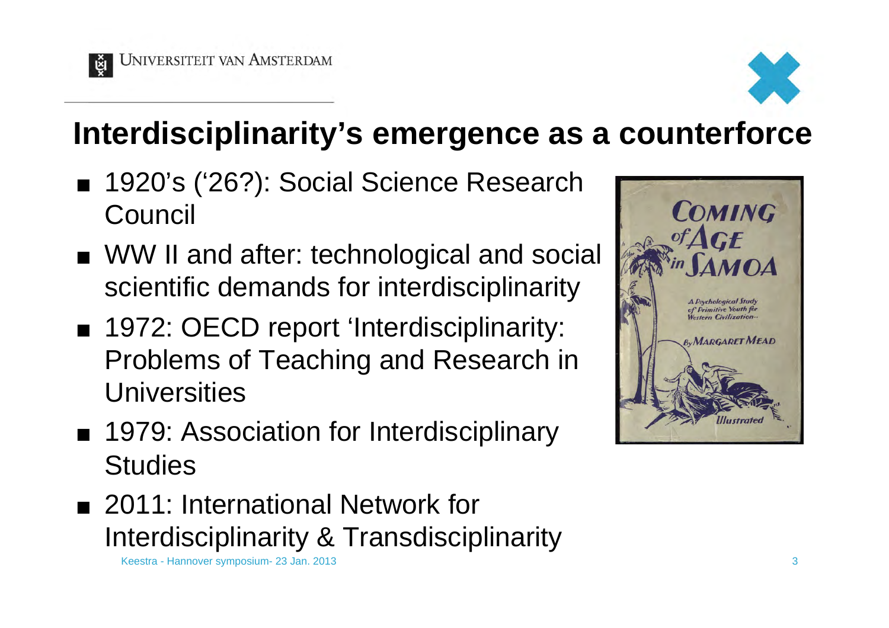# Interdisciplinarity's emergence as a counterforce

- 1920's ('26?): Social Science Research Council
- WW II and after: technological and social scientific demands for interdisciplinarity
- 1972: OECD report 'Interdisciplinarity: Problems of Teaching and Research in Universities
- 1979: Association for Interdisciplinary Studies
- 2011: International Network for Interdisciplinarity & Transdisciplinarity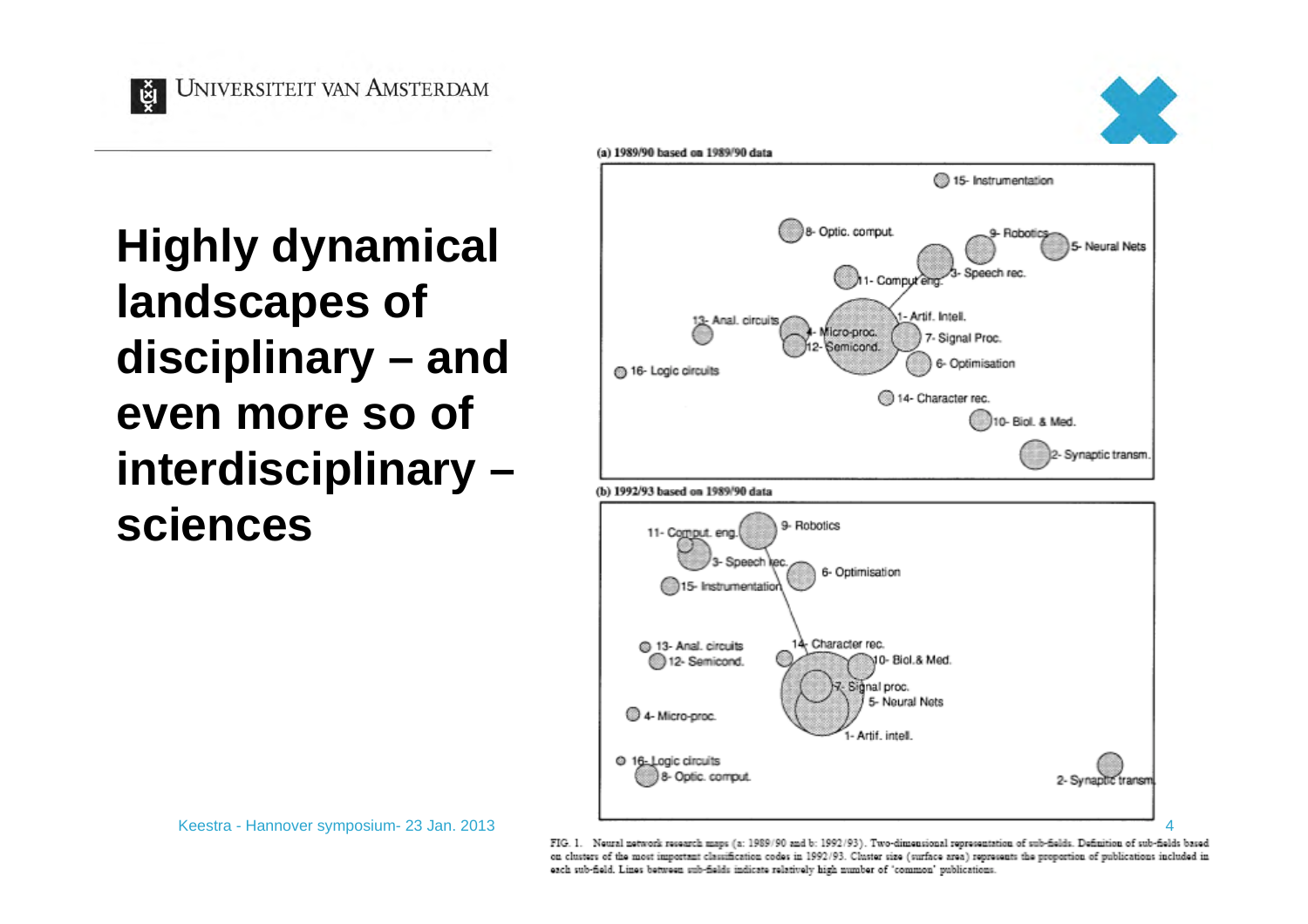# Highly dynamical landscapes of disciplinary – and even more so of interdisciplinary – sciences

(a) 1989/90 based on 1989/90 data

(b) 1992/93 based on 1989/90 data

FIG. 1. Neural network research maps (a: 1989/90 and b: 1992/93). Two-dimensional representation of sub-fields. Definition of sub-fields based on clusters of the most important classification codes in 1992/93. Cluster size (surface area) represents the proportion of publications included in each sub-field. Lines between sub-fields indicate relatively high number of 'common' publications.

Keestra - Hannover symposium- 23 Jan. 2013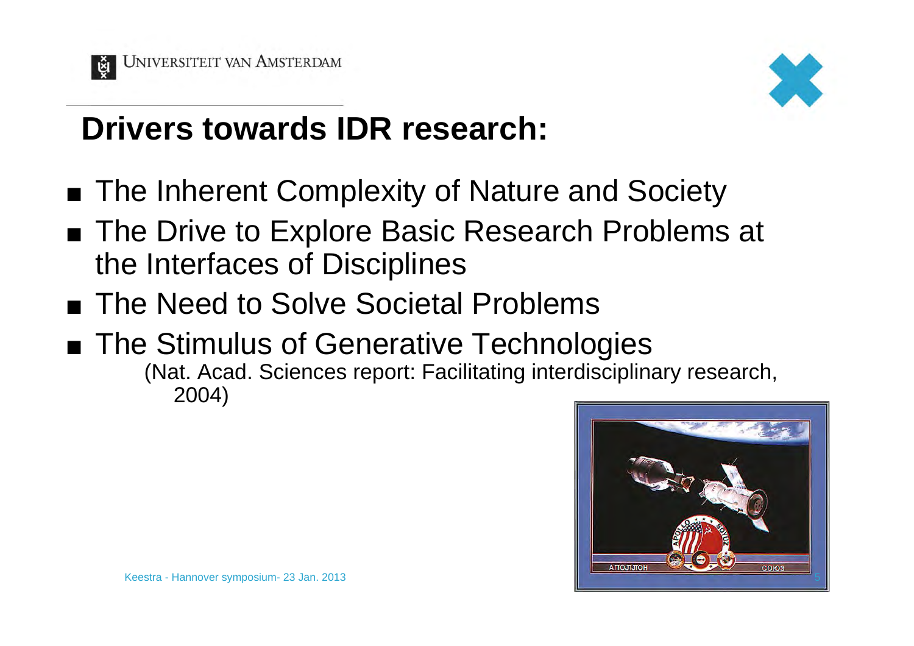# Drivers towards IDR research:

- The Inherent Complexity of Nature and Society
- The Drive to Explore Basic Research Problems at the Interfaces of Disciplines
- The Need to Solve Societal Problems
- The Stimulus of Generative Technologies

  (Nat. Acad. Sciences report: Facilitating interdisciplinary research, 2004)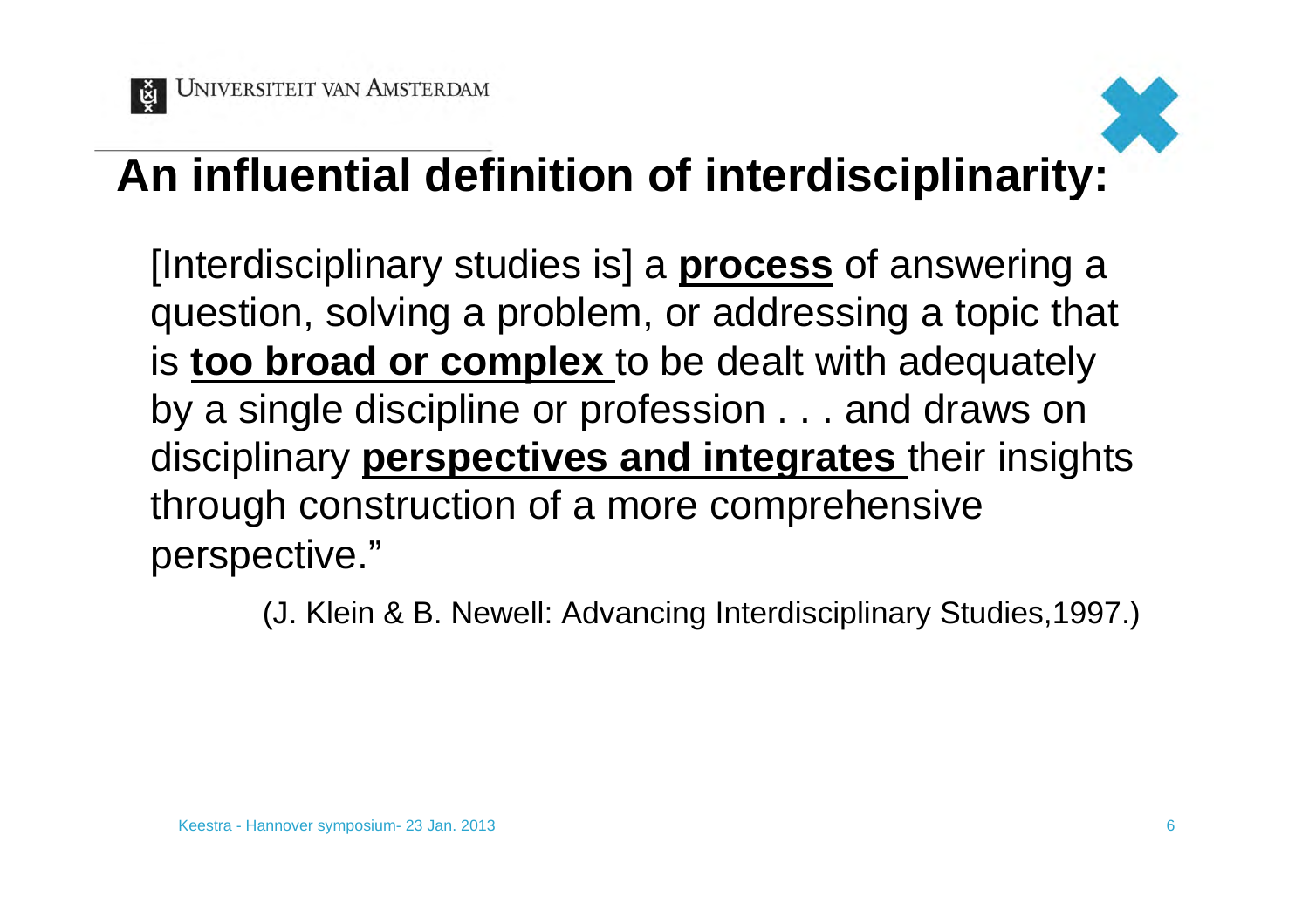# An influential definition of interdisciplinarity:

[Interdisciplinary studies is] a **process** of answering a question, solving a problem, or addressing a topic that is **too broad or complex** to be dealt with adequately by a single discipline or profession . . . and draws on disciplinary **perspectives and integrates** their insights through construction of a more comprehensive perspective."

(J. Klein & B. Newell: Advancing Interdisciplinary Studies,1997.)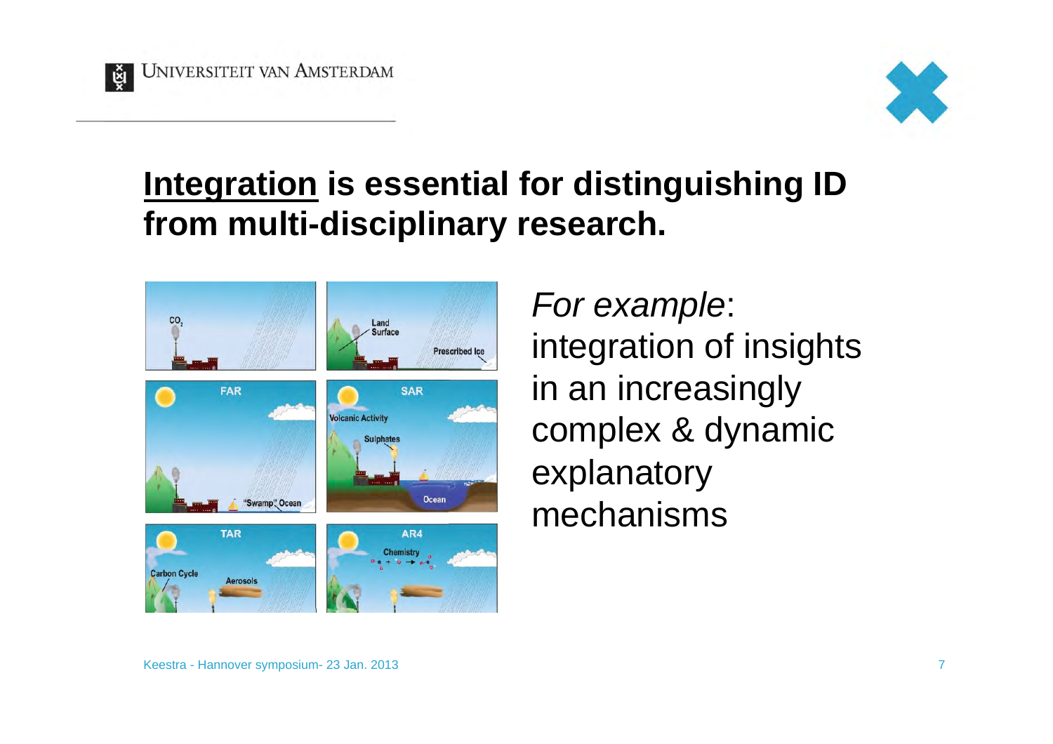## **<u>Integration</u> is essential for distinguishing ID from multi-disciplinary research.**

*For example*: integration of insights in an increasingly complex & dynamic explanatory mechanisms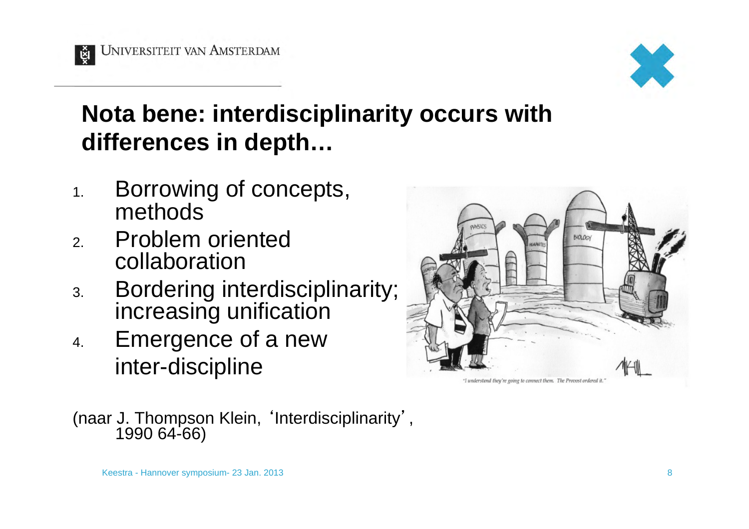## Nota bene: interdisciplinarity occurs with differences in depth…

1. Borrowing of concepts, methods
2. Problem oriented collaboration
3. Bordering interdisciplinarity; increasing unification
4. Emergence of a new inter-discipline

"I understand they're going to connect them. The Provost ordered it."

(naar J. Thompson Klein, 'Interdisciplinarity', 1990 64-66)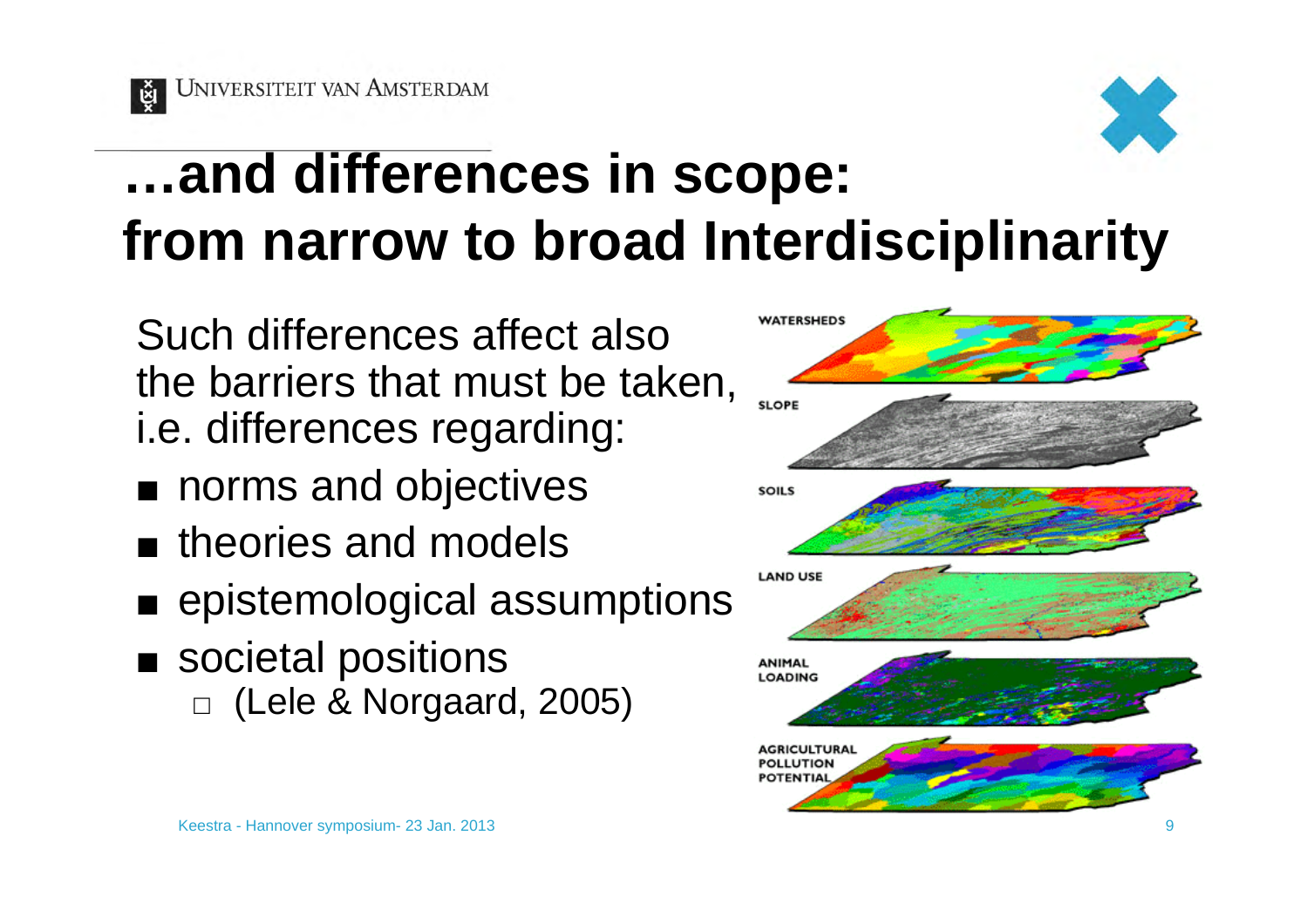# …and differences in scope: from narrow to broad Interdisciplinarity

Such differences affect also the barriers that must be taken, i.e. differences regarding:

- norms and objectives
- theories and models
- epistemological assumptions
- societal positions
  - (Lele & Norgaard, 2005)

WATERSHEDS

SLOPE

SOILS

LAND USE

ANIMAL LOADING

AGRICULTURAL POLLUTION POTENTIAL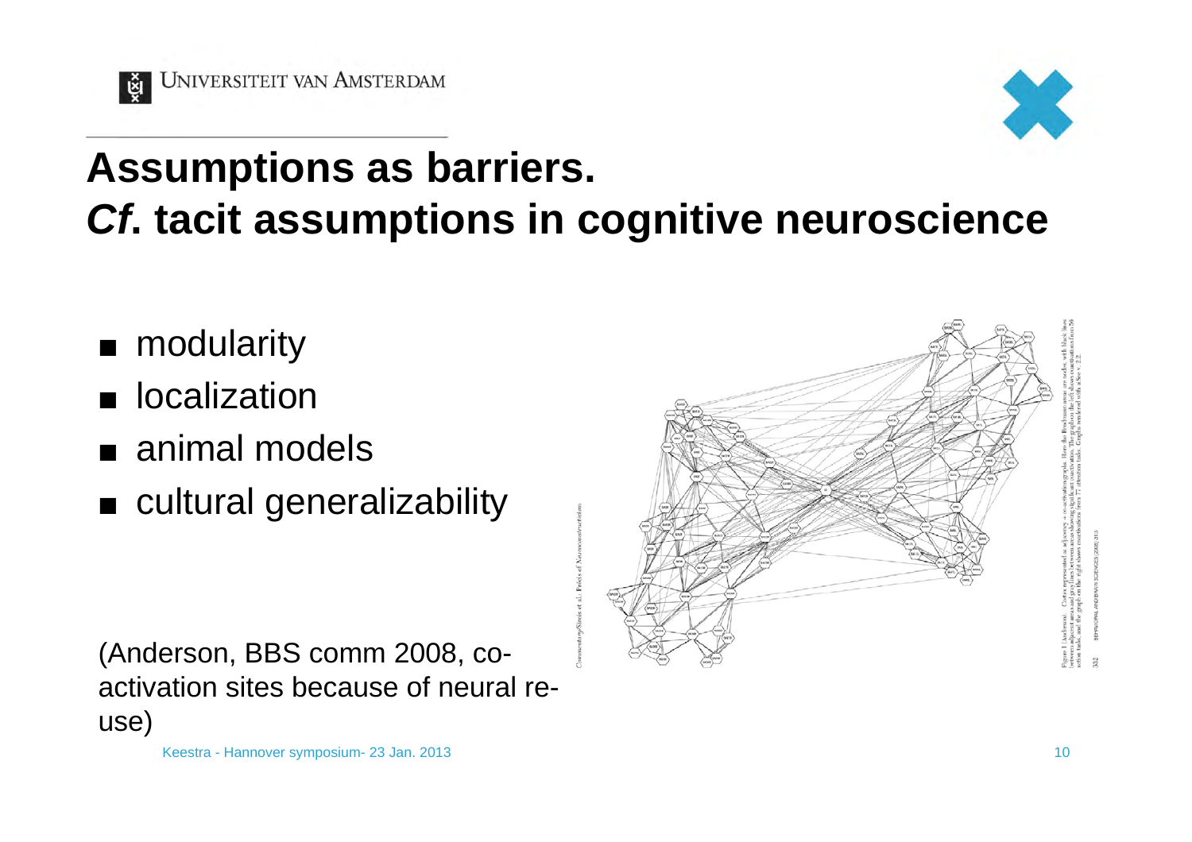# Assumptions as barriers.
# *Cf*. tacit assumptions in cognitive neuroscience

- modularity
- localization
- animal models
- cultural generalizability

(Anderson, BBS comm 2008, co-activation sites because of neural re-use)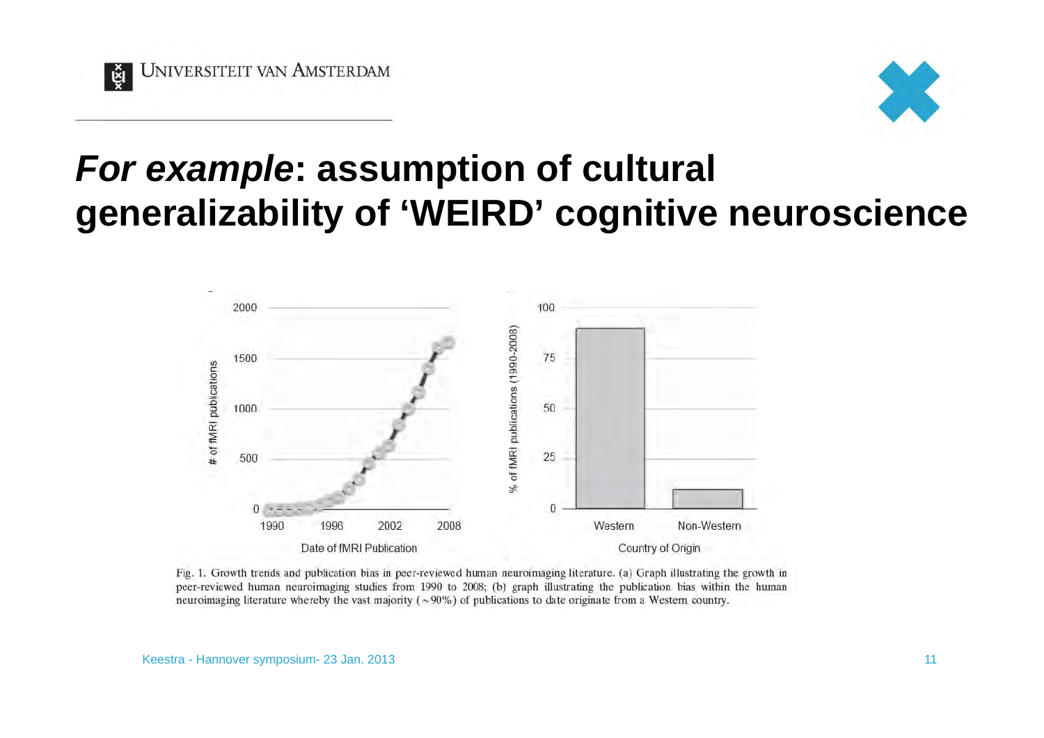# *For example*: assumption of cultural generalizability of 'WEIRD' cognitive neuroscience

Fig. 1. Growth trends and publication bias in peer-reviewed human neuroimaging literature. (a) Graph illustrating the growth in peer-reviewed human neuroimaging studies from 1990 to 2008; (b) graph illustrating the publication bias within the human neuroimaging literature whereby the vast majority (~90%) of publications to date originate from a Western country.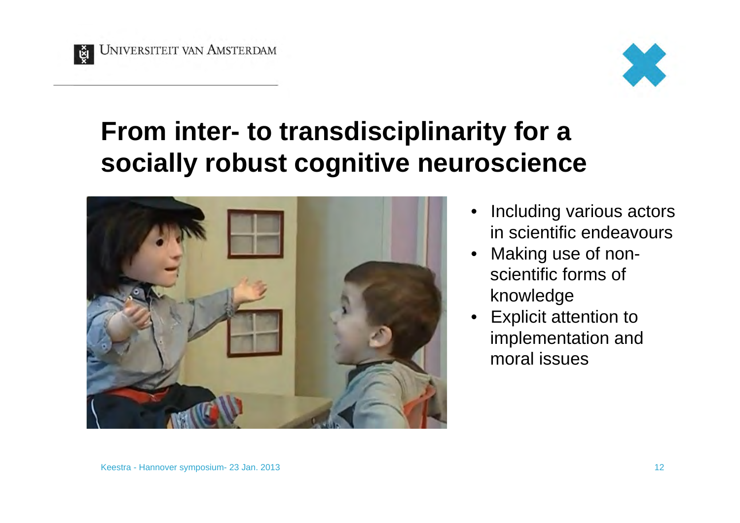# From inter- to transdisciplinarity for a socially robust cognitive neuroscience

- Including various actors in scientific endeavours
- Making use of non-scientific forms of knowledge
- Explicit attention to implementation and moral issues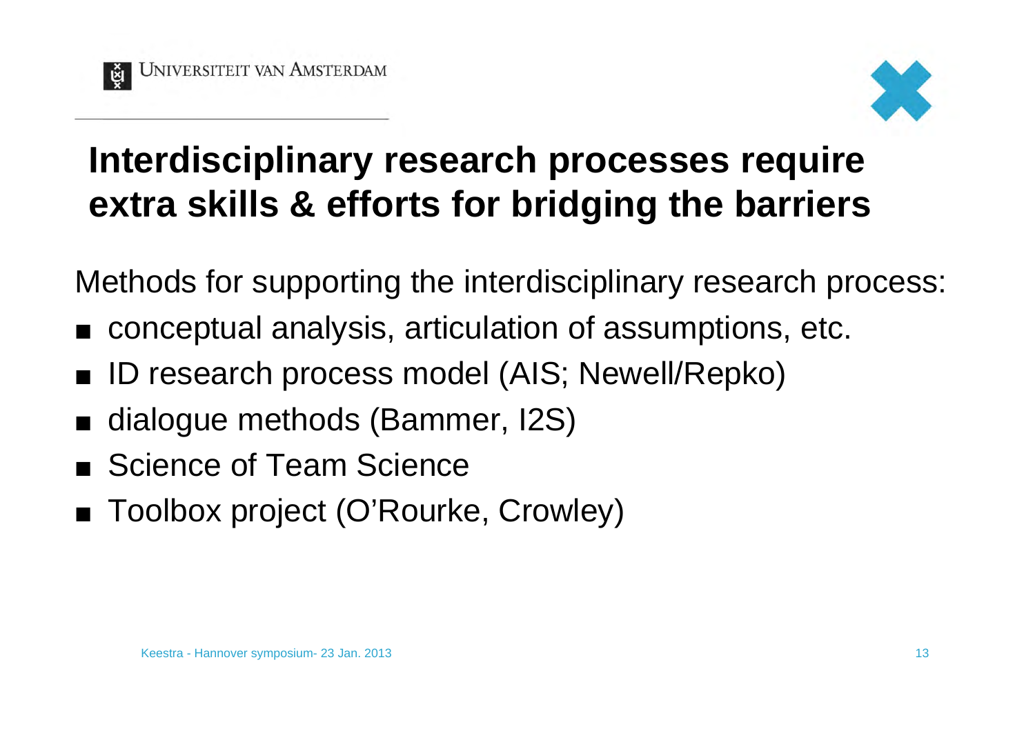# Interdisciplinary research processes require extra skills & efforts for bridging the barriers

Methods for supporting the interdisciplinary research process:

- conceptual analysis, articulation of assumptions, etc.
- ID research process model (AIS; Newell/Repko)
- dialogue methods (Bammer, I2S)
- Science of Team Science
- Toolbox project (O'Rourke, Crowley)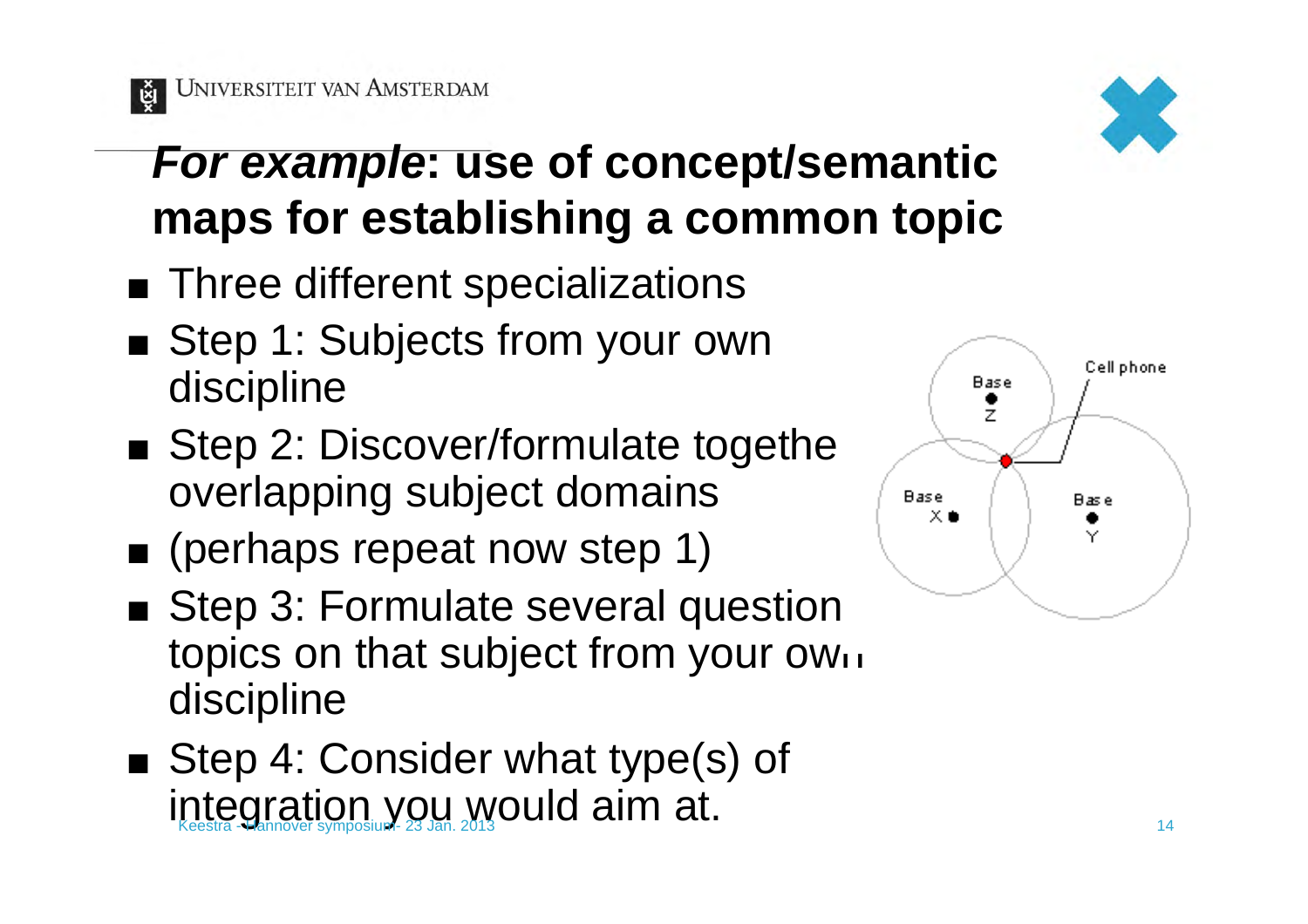# *For example*: use of concept/semantic maps for establishing a common topic

- Three different specializations
- Step 1: Subjects from your own discipline
- Step 2: Discover/formulate togethe overlapping subject domains
- (perhaps repeat now step 1)
- Step 3: Formulate several question topics on that subject from your own discipline
- Step 4: Consider what type(s) of integration you would aim at.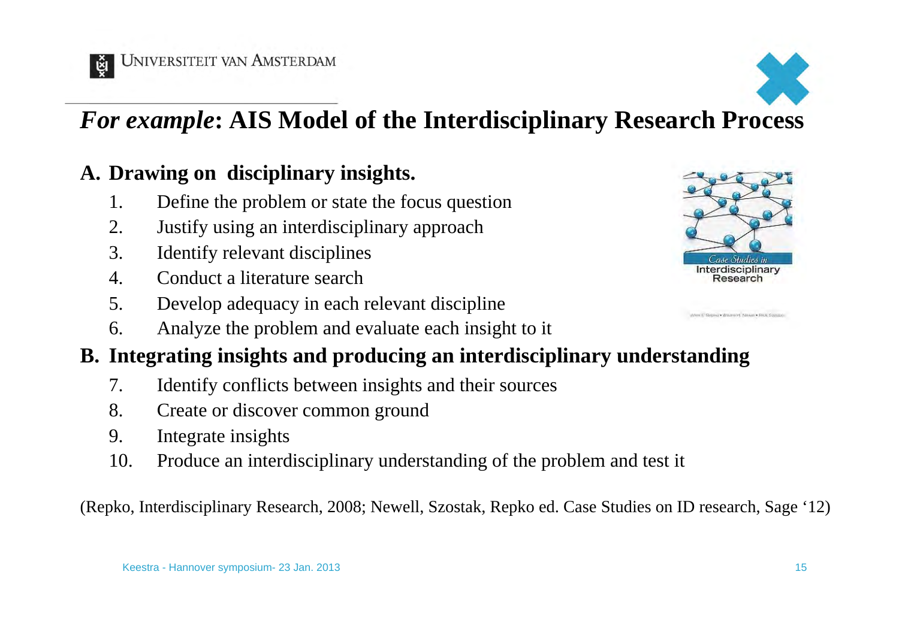# *For example*: AIS Model of the Interdisciplinary Research Process

## A. Drawing on disciplinary insights.

1. Define the problem or state the focus question
2. Justify using an interdisciplinary approach
3. Identify relevant disciplines
4. Conduct a literature search
5. Develop adequacy in each relevant discipline
6. Analyze the problem and evaluate each insight to it

## B. Integrating insights and producing an interdisciplinary understanding

7. Identify conflicts between insights and their sources
8. Create or discover common ground
9. Integrate insights
10. Produce an interdisciplinary understanding of the problem and test it

(Repko, Interdisciplinary Research, 2008; Newell, Szostak, Repko ed. Case Studies on ID research, Sage '12)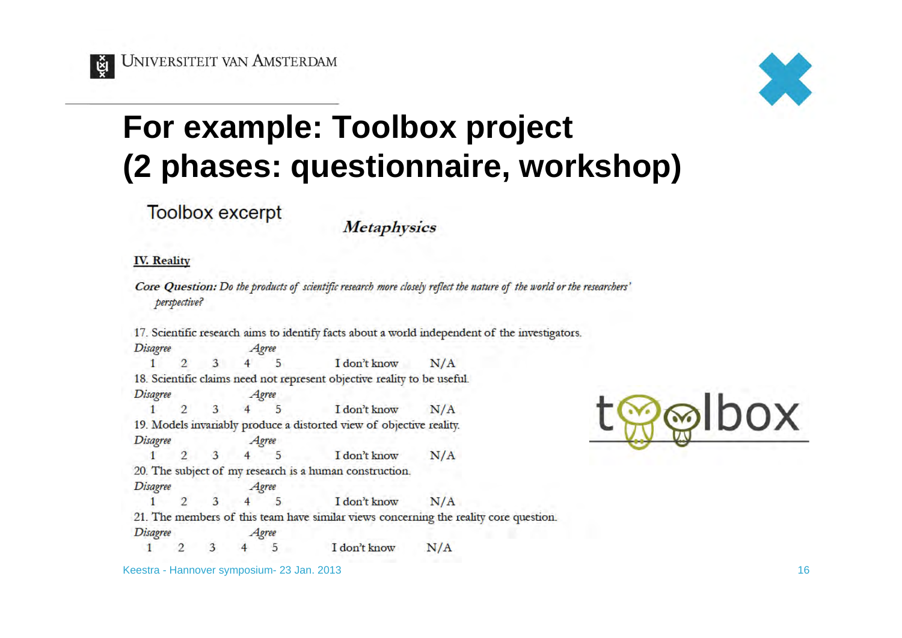# For example: Toolbox project (2 phases: questionnaire, workshop)

Toolbox excerpt

***Metaphysics***

**IV. Reality**

***Core Question:*** *Do the products of scientific research more closely reflect the nature of the world or the researchers' perspective?*

17. Scientific research aims to identify facts about a world independent of the investigators.

*Disagree* *Agree*
1 2 3 4 5 I don't know N/A

18. Scientific claims need not represent objective reality to be useful.

*Disagree* *Agree*
1 2 3 4 5 I don't know N/A

19. Models invariably produce a distorted view of objective reality.

*Disagree* *Agree*
1 2 3 4 5 I don't know N/A

20. The subject of my research is a human construction.

*Disagree* *Agree*
1 2 3 4 5 I don't know N/A

21. The members of this team have similar views concerning the reality core question.

*Disagree* *Agree*
1 2 3 4 5 I don't know N/A

toolbox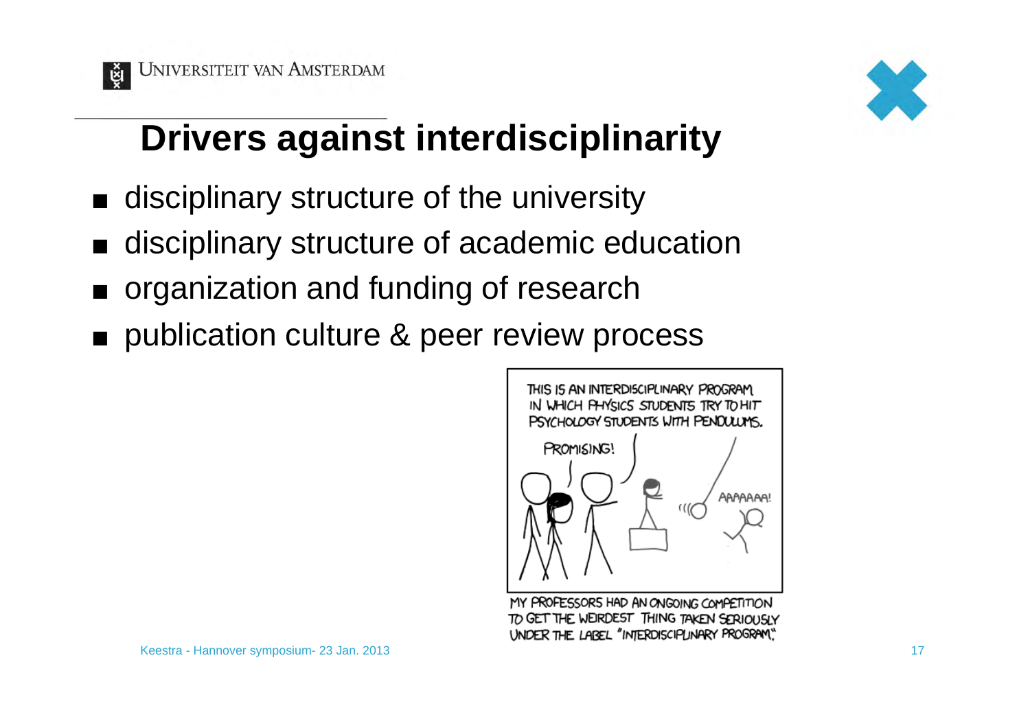# Drivers against interdisciplinarity

- disciplinary structure of the university
- disciplinary structure of academic education
- organization and funding of research
- publication culture & peer review process

THIS IS AN INTERDISCIPLINARY PROGRAM IN WHICH PHYSICS STUDENTS TRY TO HIT PSYCHOLOGY STUDENTS WITH PENDULUMS.

PROMISING!

AAAAAAA!

MY PROFESSORS HAD AN ONGOING COMPETITION TO GET THE WEIRDEST THING TAKEN SERIOUSLY UNDER THE LABEL "INTERDISCIPLINARY PROGRAM."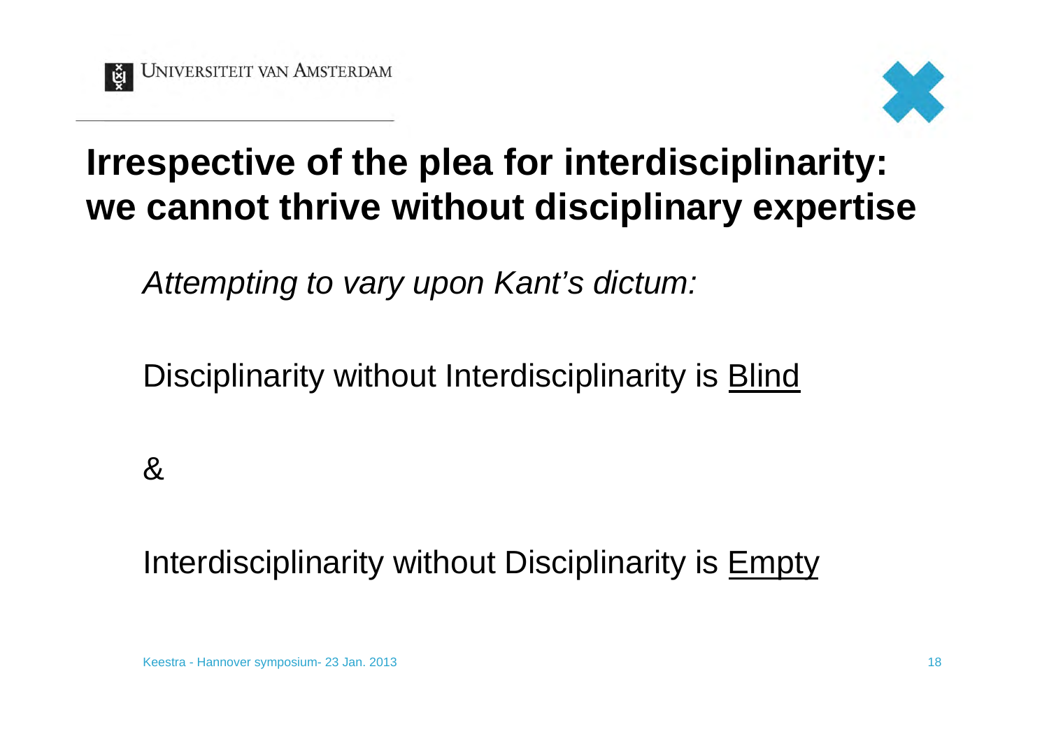# Irrespective of the plea for interdisciplinarity: we cannot thrive without disciplinary expertise

*Attempting to vary upon Kant's dictum:*

Disciplinarity without Interdisciplinarity is <u>Blind</u>

&

Interdisciplinarity without Disciplinarity is <u>Empty</u>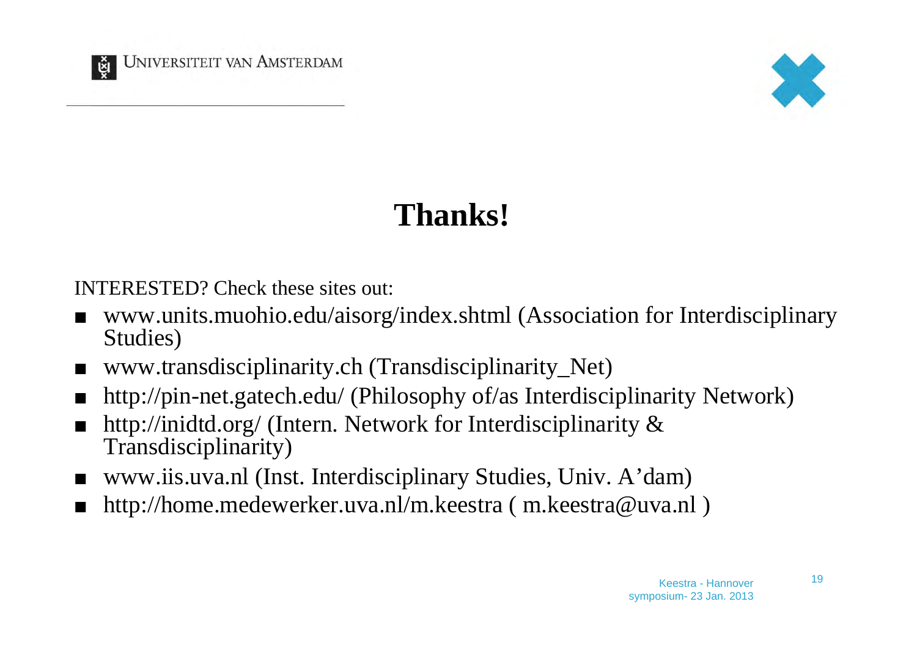# Thanks!

INTERESTED? Check these sites out:

- www.units.muohio.edu/aisorg/index.shtml (Association for Interdisciplinary Studies)
- www.transdisciplinarity.ch (Transdisciplinarity_Net)
- http://pin-net.gatech.edu/ (Philosophy of/as Interdisciplinarity Network)
- http://inidtd.org/ (Intern. Network for Interdisciplinarity & Transdisciplinarity)
- www.iis.uva.nl (Inst. Interdisciplinary Studies, Univ. A'dam)
- http://home.medewerker.uva.nl/m.keestra ( m.keestra@uva.nl )